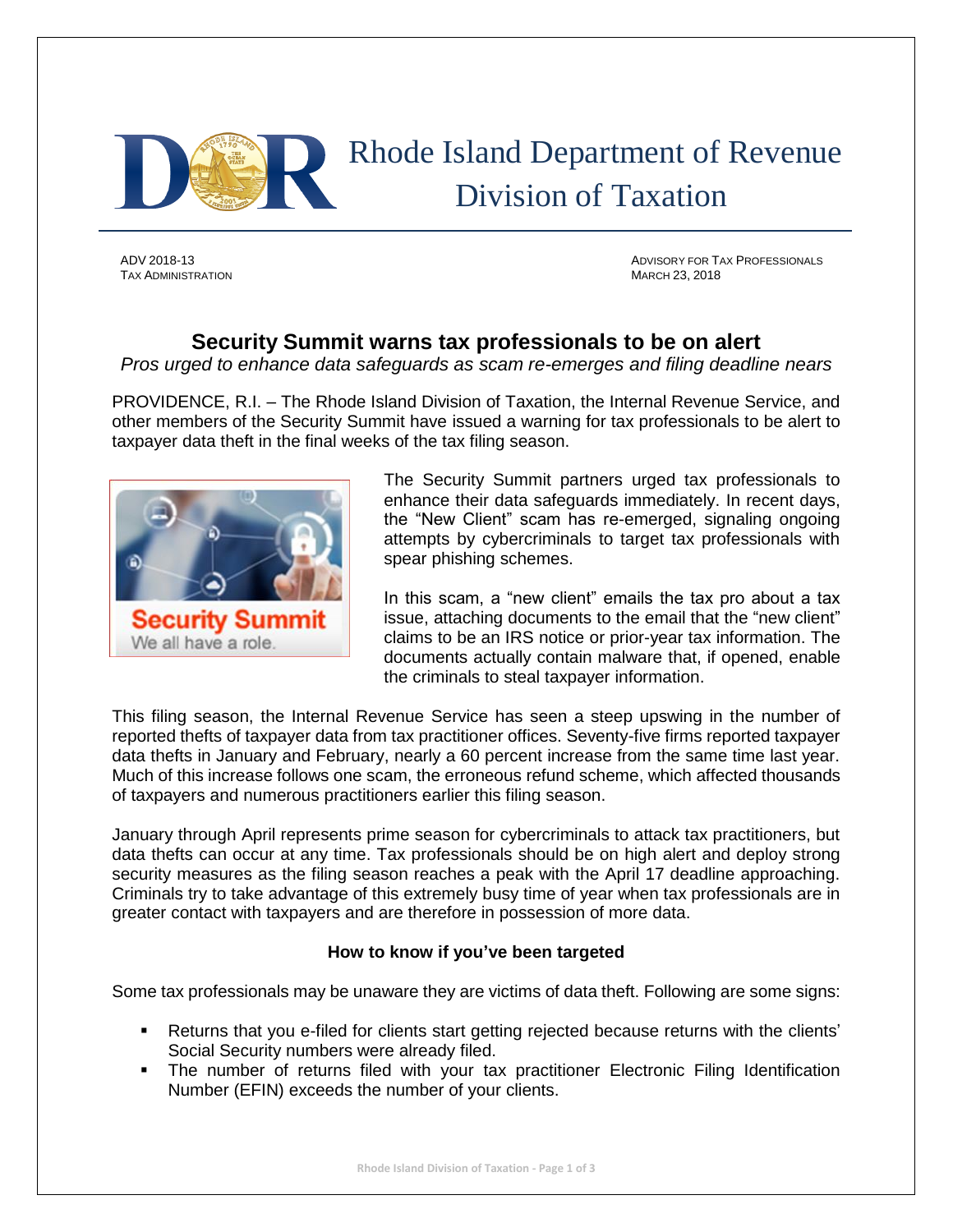# Rhode Island Department of Revenue
# Division of Taxation

ADV 2018-13
TAX ADMINISTRATION

ADVISORY FOR TAX PROFESSIONALS
MARCH 23, 2018

## Security Summit warns tax professionals to be on alert

*Pros urged to enhance data safeguards as scam re-emerges and filing deadline nears*

PROVIDENCE, R.I. – The Rhode Island Division of Taxation, the Internal Revenue Service, and other members of the Security Summit have issued a warning for tax professionals to be alert to taxpayer data theft in the final weeks of the tax filing season.

Security Summit
We all have a role.

The Security Summit partners urged tax professionals to enhance their data safeguards immediately. In recent days, the "New Client" scam has re-emerged, signaling ongoing attempts by cybercriminals to target tax professionals with spear phishing schemes.

In this scam, a "new client" emails the tax pro about a tax issue, attaching documents to the email that the "new client" claims to be an IRS notice or prior-year tax information. The documents actually contain malware that, if opened, enable the criminals to steal taxpayer information.

This filing season, the Internal Revenue Service has seen a steep upswing in the number of reported thefts of taxpayer data from tax practitioner offices. Seventy-five firms reported taxpayer data thefts in January and February, nearly a 60 percent increase from the same time last year. Much of this increase follows one scam, the erroneous refund scheme, which affected thousands of taxpayers and numerous practitioners earlier this filing season.

January through April represents prime season for cybercriminals to attack tax practitioners, but data thefts can occur at any time. Tax professionals should be on high alert and deploy strong security measures as the filing season reaches a peak with the April 17 deadline approaching. Criminals try to take advantage of this extremely busy time of year when tax professionals are in greater contact with taxpayers and are therefore in possession of more data.

### How to know if you've been targeted

Some tax professionals may be unaware they are victims of data theft. Following are some signs:

- Returns that you e-filed for clients start getting rejected because returns with the clients' Social Security numbers were already filed.
- The number of returns filed with your tax practitioner Electronic Filing Identification Number (EFIN) exceeds the number of your clients.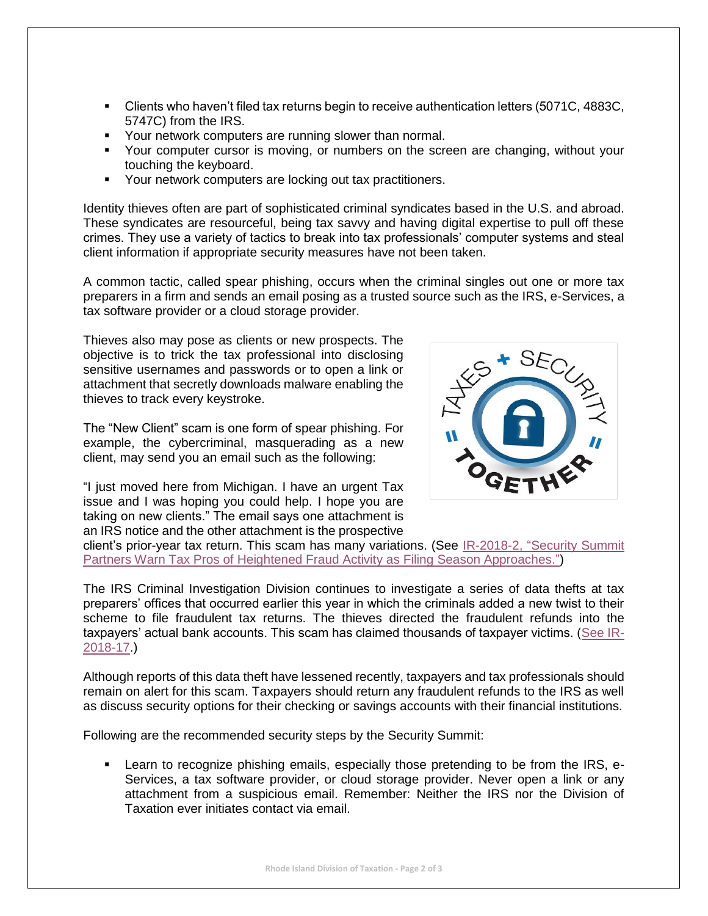- Clients who haven't filed tax returns begin to receive authentication letters (5071C, 4883C, 5747C) from the IRS.
- Your network computers are running slower than normal.
- Your computer cursor is moving, or numbers on the screen are changing, without your touching the keyboard.
- Your network computers are locking out tax practitioners.

Identity thieves often are part of sophisticated criminal syndicates based in the U.S. and abroad. These syndicates are resourceful, being tax savvy and having digital expertise to pull off these crimes. They use a variety of tactics to break into tax professionals' computer systems and steal client information if appropriate security measures have not been taken.

A common tactic, called spear phishing, occurs when the criminal singles out one or more tax preparers in a firm and sends an email posing as a trusted source such as the IRS, e-Services, a tax software provider or a cloud storage provider.

Thieves also may pose as clients or new prospects. The objective is to trick the tax professional into disclosing sensitive usernames and passwords or to open a link or attachment that secretly downloads malware enabling the thieves to track every keystroke.

The "New Client" scam is one form of spear phishing. For example, the cybercriminal, masquerading as a new client, may send you an email such as the following:

"I just moved here from Michigan. I have an urgent Tax issue and I was hoping you could help. I hope you are taking on new clients." The email says one attachment is an IRS notice and the other attachment is the prospective client's prior-year tax return. This scam has many variations. (See [IR-2018-2, "Security Summit Partners Warn Tax Pros of Heightened Fraud Activity as Filing Season Approaches."])

The IRS Criminal Investigation Division continues to investigate a series of data thefts at tax preparers' offices that occurred earlier this year in which the criminals added a new twist to their scheme to file fraudulent tax returns. The thieves directed the fraudulent refunds into the taxpayers' actual bank accounts. This scam has claimed thousands of taxpayer victims. (See IR-2018-17.)

Although reports of this data theft have lessened recently, taxpayers and tax professionals should remain on alert for this scam. Taxpayers should return any fraudulent refunds to the IRS as well as discuss security options for their checking or savings accounts with their financial institutions.

Following are the recommended security steps by the Security Summit:

- Learn to recognize phishing emails, especially those pretending to be from the IRS, e-Services, a tax software provider, or cloud storage provider. Never open a link or any attachment from a suspicious email. Remember: Neither the IRS nor the Division of Taxation ever initiates contact via email.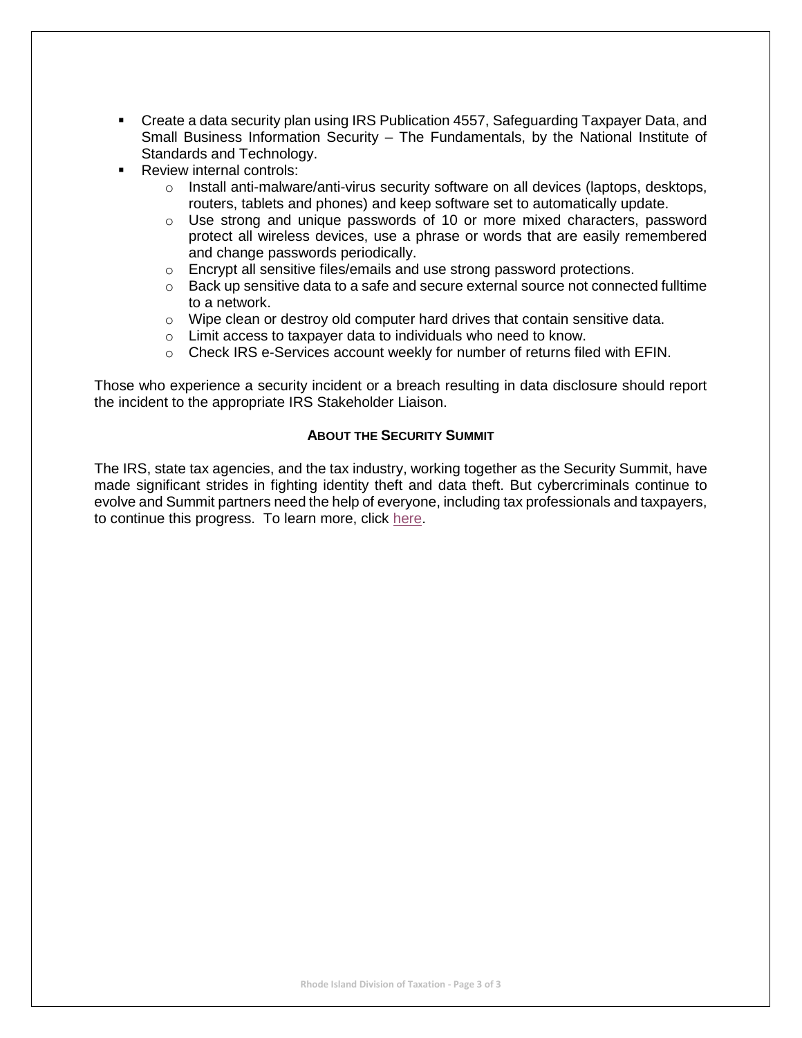- Create a data security plan using IRS Publication 4557, Safeguarding Taxpayer Data, and Small Business Information Security – The Fundamentals, by the National Institute of Standards and Technology.
- Review internal controls:
  - Install anti-malware/anti-virus security software on all devices (laptops, desktops, routers, tablets and phones) and keep software set to automatically update.
  - Use strong and unique passwords of 10 or more mixed characters, password protect all wireless devices, use a phrase or words that are easily remembered and change passwords periodically.
  - Encrypt all sensitive files/emails and use strong password protections.
  - Back up sensitive data to a safe and secure external source not connected fulltime to a network.
  - Wipe clean or destroy old computer hard drives that contain sensitive data.
  - Limit access to taxpayer data to individuals who need to know.
  - Check IRS e-Services account weekly for number of returns filed with EFIN.

Those who experience a security incident or a breach resulting in data disclosure should report the incident to the appropriate IRS Stakeholder Liaison.

**ABOUT THE SECURITY SUMMIT**

The IRS, state tax agencies, and the tax industry, working together as the Security Summit, have made significant strides in fighting identity theft and data theft. But cybercriminals continue to evolve and Summit partners need the help of everyone, including tax professionals and taxpayers, to continue this progress. To learn more, click here.